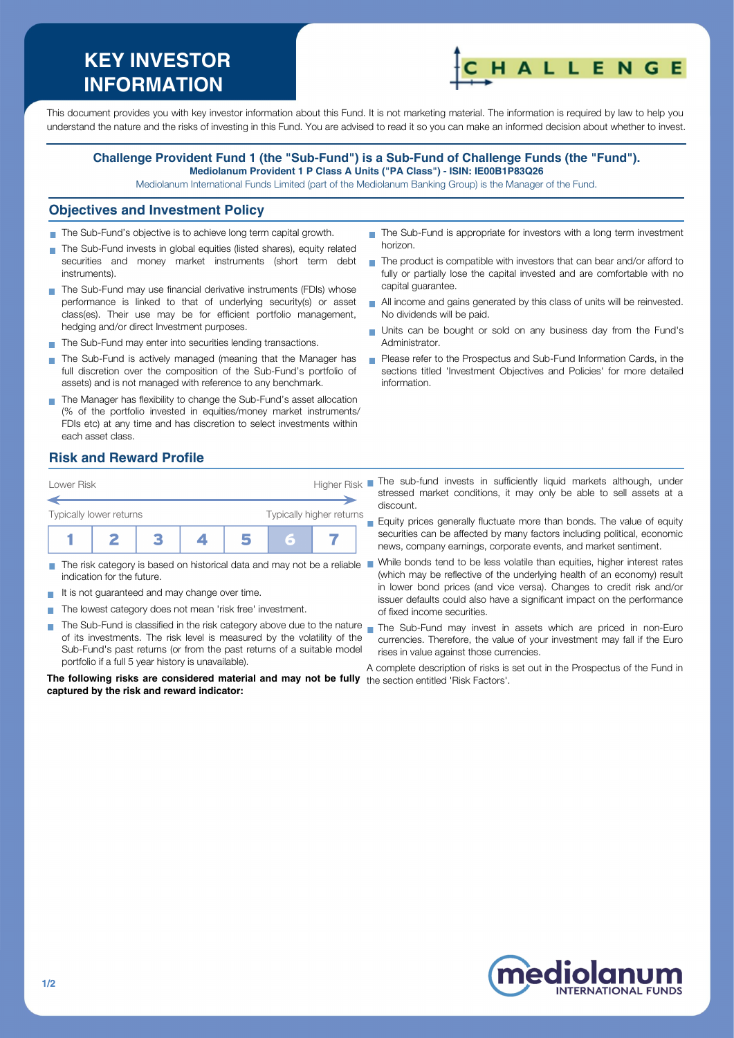# KEY INVESTOR INFORMATION

This document provides you with key investor information about this Fund. It is not marketing material. The information is required by law to help you understand the nature and the risks of investing in this Fund. You are advised to read it so you can make an informed decision about whether to invest.

**Challenge Provident Fund 1 (the "Sub-Fund") is a Sub-Fund of Challenge Funds (the "Fund").**
**Mediolanum Provident 1 P Class A Units ("PA Class") - ISIN: IE00B1P83Q26**
Mediolanum International Funds Limited (part of the Mediolanum Banking Group) is the Manager of the Fund.

## Objectives and Investment Policy

- The Sub-Fund's objective is to achieve long term capital growth.
- The Sub-Fund invests in global equities (listed shares), equity related securities and money market instruments (short term debt instruments).
- The Sub-Fund may use financial derivative instruments (FDIs) whose performance is linked to that of underlying security(s) or asset class(es). Their use may be for efficient portfolio management, hedging and/or direct Investment purposes.
- The Sub-Fund may enter into securities lending transactions.
- The Sub-Fund is actively managed (meaning that the Manager has full discretion over the composition of the Sub-Fund's portfolio of assets) and is not managed with reference to any benchmark.
- The Manager has flexibility to change the Sub-Fund's asset allocation (% of the portfolio invested in equities/money market instruments/ FDIs etc) at any time and has discretion to select investments within each asset class.
- The Sub-Fund is appropriate for investors with a long term investment horizon.
- The product is compatible with investors that can bear and/or afford to fully or partially lose the capital invested and are comfortable with no capital guarantee.
- All income and gains generated by this class of units will be reinvested. No dividends will be paid.
- Units can be bought or sold on any business day from the Fund's Administrator.
- Please refer to the Prospectus and Sub-Fund Information Cards, in the sections titled 'Investment Objectives and Policies' for more detailed information.

## Risk and Reward Profile

Lower Risk — Higher Risk

Typically lower returns — Typically higher returns

| 1 | 2 | 3 | 4 | 5 | **6** | 7 |
|---|---|---|---|---|---|---|

- The risk category is based on historical data and may not be a reliable indication for the future.
- It is not guaranteed and may change over time.
- The lowest category does not mean 'risk free' investment.
- The Sub-Fund is classified in the risk category above due to the nature of its investments. The risk level is measured by the volatility of the Sub-Fund's past returns (or from the past returns of a suitable model portfolio if a full 5 year history is unavailable).

**The following risks are considered material and may not be fully captured by the risk and reward indicator:**

- The sub-fund invests in sufficiently liquid markets although, under stressed market conditions, it may only be able to sell assets at a discount.
- Equity prices generally fluctuate more than bonds. The value of equity securities can be affected by many factors including political, economic news, company earnings, corporate events, and market sentiment.
- While bonds tend to be less volatile than equities, higher interest rates (which may be reflective of the underlying health of an economy) result in lower bond prices (and vice versa). Changes to credit risk and/or issuer defaults could also have a significant impact on the performance of fixed income securities.
- The Sub-Fund may invest in assets which are priced in non-Euro currencies. Therefore, the value of your investment may fall if the Euro rises in value against those currencies.

A complete description of risks is set out in the Prospectus of the Fund in the section entitled 'Risk Factors'.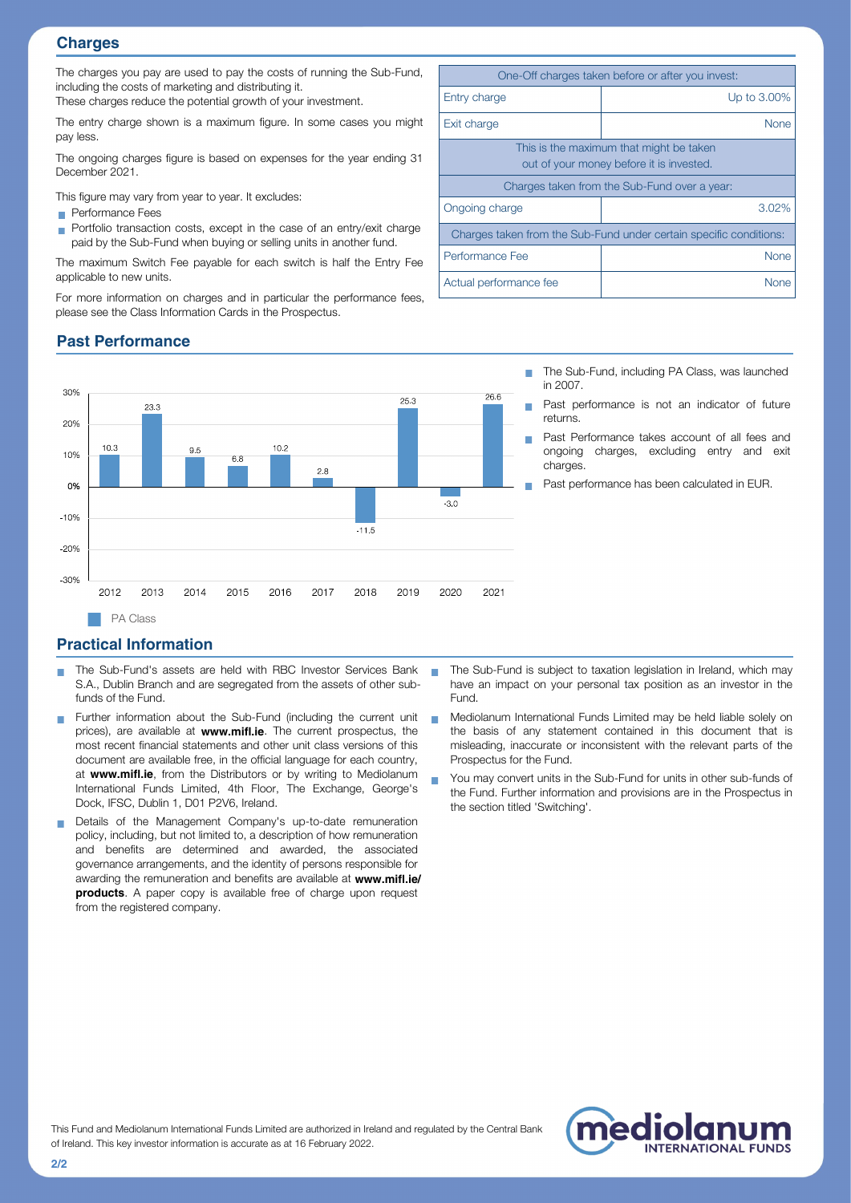## Charges

The charges you pay are used to pay the costs of running the Sub-Fund, including the costs of marketing and distributing it.
These charges reduce the potential growth of your investment.

The entry charge shown is a maximum figure. In some cases you might pay less.

The ongoing charges figure is based on expenses for the year ending 31 December 2021.

This figure may vary from year to year. It excludes:

- Performance Fees
- Portfolio transaction costs, except in the case of an entry/exit charge paid by the Sub-Fund when buying or selling units in another fund.

The maximum Switch Fee payable for each switch is half the Entry Fee applicable to new units.

For more information on charges and in particular the performance fees, please see the Class Information Cards in the Prospectus.

| One-Off charges taken before or after you invest: | |
|---|---|
| Entry charge | Up to 3.00% |
| Exit charge | None |
| This is the maximum that might be taken out of your money before it is invested. | |
| Charges taken from the Sub-Fund over a year: | |
| Ongoing charge | 3.02% |
| Charges taken from the Sub-Fund under certain specific conditions: | |
| Performance Fee | None |
| Actual performance fee | None |

## Past Performance

30%
20%
10%
0%
-10%
-20%
-30%

10.3 23.3 9.5 6.8 10.2 2.8 -11.5 25.3 -3.0 26.6

2012 2013 2014 2015 2016 2017 2018 2019 2020 2021

PA Class

- The Sub-Fund, including PA Class, was launched in 2007.
- Past performance is not an indicator of future returns.
- Past Performance takes account of all fees and ongoing charges, excluding entry and exit charges.
- Past performance has been calculated in EUR.

## Practical Information

- The Sub-Fund's assets are held with RBC Investor Services Bank S.A., Dublin Branch and are segregated from the assets of other sub-funds of the Fund.
- Further information about the Sub-Fund (including the current unit prices), are available at **www.mifl.ie**. The current prospectus, the most recent financial statements and other unit class versions of this document are available free, in the official language for each country, at **www.mifl.ie**, from the Distributors or by writing to Mediolanum International Funds Limited, 4th Floor, The Exchange, George's Dock, IFSC, Dublin 1, D01 P2V6, Ireland.
- Details of the Management Company's up-to-date remuneration policy, including, but not limited to, a description of how remuneration and benefits are determined and awarded, the associated governance arrangements, and the identity of persons responsible for awarding the remuneration and benefits are available at **www.mifl.ie/products**. A paper copy is available free of charge upon request from the registered company.
- The Sub-Fund is subject to taxation legislation in Ireland, which may have an impact on your personal tax position as an investor in the Fund.
- Mediolanum International Funds Limited may be held liable solely on the basis of any statement contained in this document that is misleading, inaccurate or inconsistent with the relevant parts of the Prospectus for the Fund.
- You may convert units in the Sub-Fund for units in other sub-funds of the Fund. Further information and provisions are in the Prospectus in the section titled 'Switching'.

This Fund and Mediolanum International Funds Limited are authorized in Ireland and regulated by the Central Bank of Ireland. This key investor information is accurate as at 16 February 2022.